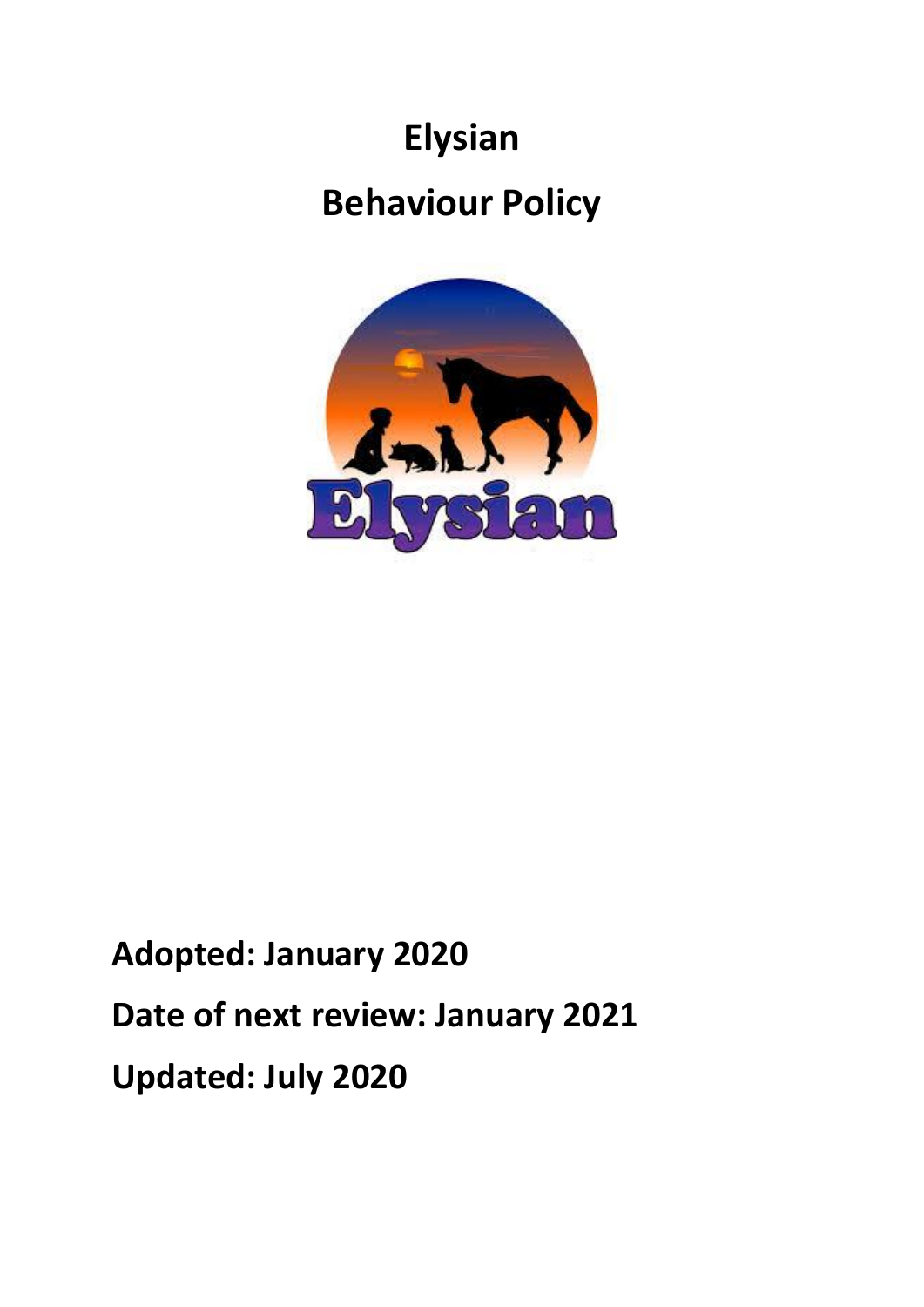# Elysian

# Behaviour Policy

**Adopted: January 2020**

**Date of next review: January 2021**

**Updated: July 2020**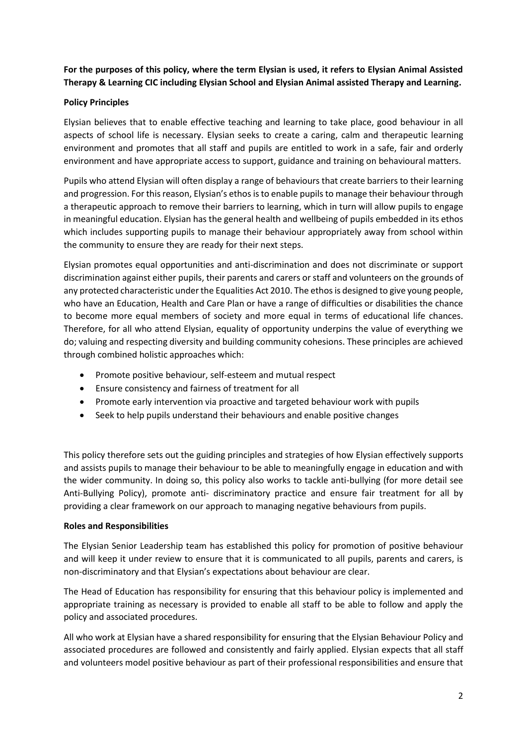**For the purposes of this policy, where the term Elysian is used, it refers to Elysian Animal Assisted Therapy & Learning CIC including Elysian School and Elysian Animal assisted Therapy and Learning.**

**Policy Principles**

Elysian believes that to enable effective teaching and learning to take place, good behaviour in all aspects of school life is necessary. Elysian seeks to create a caring, calm and therapeutic learning environment and promotes that all staff and pupils are entitled to work in a safe, fair and orderly environment and have appropriate access to support, guidance and training on behavioural matters.

Pupils who attend Elysian will often display a range of behaviours that create barriers to their learning and progression. For this reason, Elysian's ethos is to enable pupils to manage their behaviour through a therapeutic approach to remove their barriers to learning, which in turn will allow pupils to engage in meaningful education. Elysian has the general health and wellbeing of pupils embedded in its ethos which includes supporting pupils to manage their behaviour appropriately away from school within the community to ensure they are ready for their next steps.

Elysian promotes equal opportunities and anti-discrimination and does not discriminate or support discrimination against either pupils, their parents and carers or staff and volunteers on the grounds of any protected characteristic under the Equalities Act 2010. The ethos is designed to give young people, who have an Education, Health and Care Plan or have a range of difficulties or disabilities the chance to become more equal members of society and more equal in terms of educational life chances. Therefore, for all who attend Elysian, equality of opportunity underpins the value of everything we do; valuing and respecting diversity and building community cohesions. These principles are achieved through combined holistic approaches which:

- Promote positive behaviour, self-esteem and mutual respect
- Ensure consistency and fairness of treatment for all
- Promote early intervention via proactive and targeted behaviour work with pupils
- Seek to help pupils understand their behaviours and enable positive changes

This policy therefore sets out the guiding principles and strategies of how Elysian effectively supports and assists pupils to manage their behaviour to be able to meaningfully engage in education and with the wider community. In doing so, this policy also works to tackle anti-bullying (for more detail see Anti-Bullying Policy), promote anti- discriminatory practice and ensure fair treatment for all by providing a clear framework on our approach to managing negative behaviours from pupils.

**Roles and Responsibilities**

The Elysian Senior Leadership team has established this policy for promotion of positive behaviour and will keep it under review to ensure that it is communicated to all pupils, parents and carers, is non-discriminatory and that Elysian's expectations about behaviour are clear.

The Head of Education has responsibility for ensuring that this behaviour policy is implemented and appropriate training as necessary is provided to enable all staff to be able to follow and apply the policy and associated procedures.

All who work at Elysian have a shared responsibility for ensuring that the Elysian Behaviour Policy and associated procedures are followed and consistently and fairly applied. Elysian expects that all staff and volunteers model positive behaviour as part of their professional responsibilities and ensure that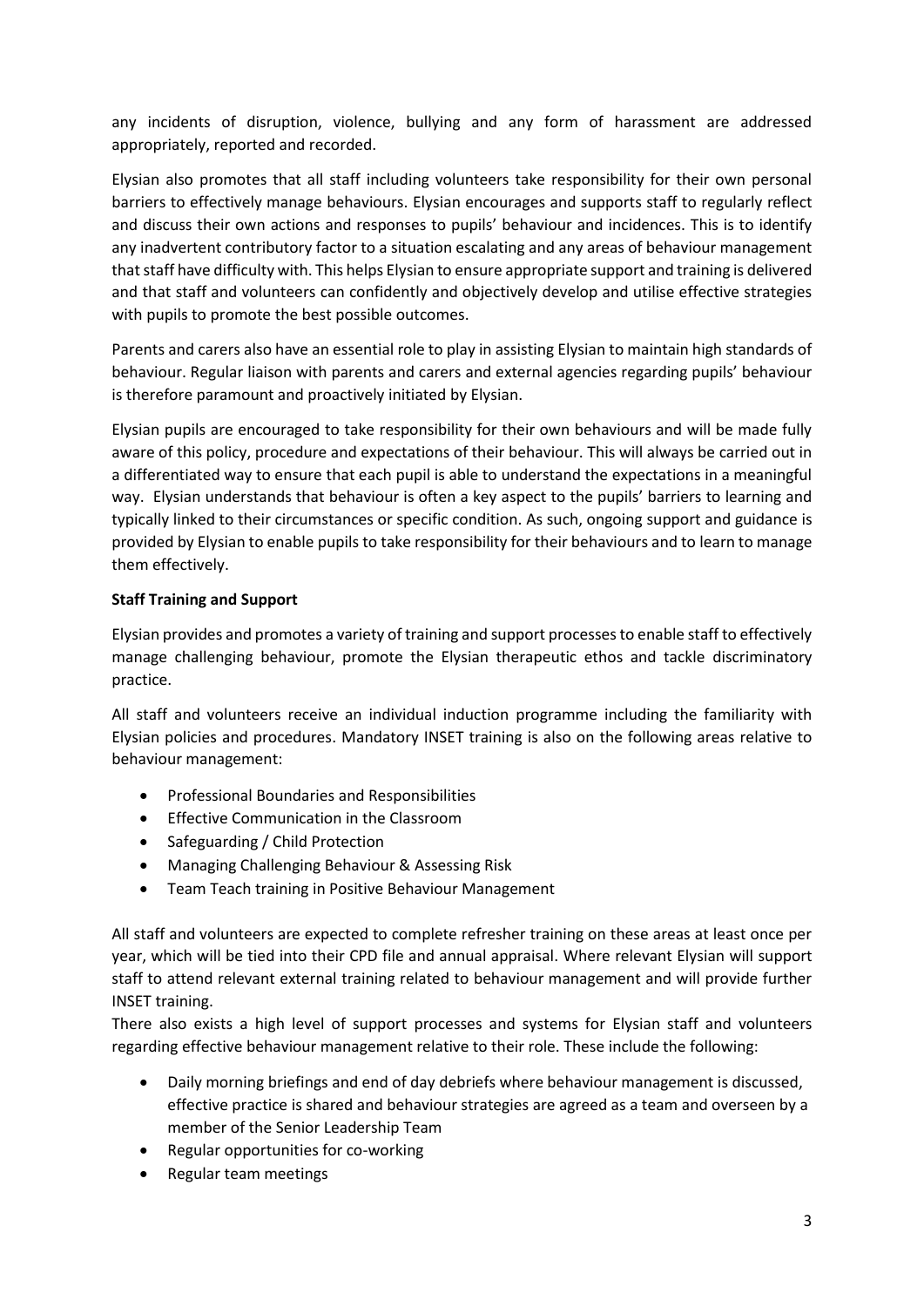any incidents of disruption, violence, bullying and any form of harassment are addressed appropriately, reported and recorded.

Elysian also promotes that all staff including volunteers take responsibility for their own personal barriers to effectively manage behaviours. Elysian encourages and supports staff to regularly reflect and discuss their own actions and responses to pupils' behaviour and incidences. This is to identify any inadvertent contributory factor to a situation escalating and any areas of behaviour management that staff have difficulty with. This helps Elysian to ensure appropriate support and training is delivered and that staff and volunteers can confidently and objectively develop and utilise effective strategies with pupils to promote the best possible outcomes.

Parents and carers also have an essential role to play in assisting Elysian to maintain high standards of behaviour. Regular liaison with parents and carers and external agencies regarding pupils' behaviour is therefore paramount and proactively initiated by Elysian.

Elysian pupils are encouraged to take responsibility for their own behaviours and will be made fully aware of this policy, procedure and expectations of their behaviour. This will always be carried out in a differentiated way to ensure that each pupil is able to understand the expectations in a meaningful way. Elysian understands that behaviour is often a key aspect to the pupils' barriers to learning and typically linked to their circumstances or specific condition. As such, ongoing support and guidance is provided by Elysian to enable pupils to take responsibility for their behaviours and to learn to manage them effectively.

**Staff Training and Support**

Elysian provides and promotes a variety of training and support processes to enable staff to effectively manage challenging behaviour, promote the Elysian therapeutic ethos and tackle discriminatory practice.

All staff and volunteers receive an individual induction programme including the familiarity with Elysian policies and procedures. Mandatory INSET training is also on the following areas relative to behaviour management:

- Professional Boundaries and Responsibilities
- Effective Communication in the Classroom
- Safeguarding / Child Protection
- Managing Challenging Behaviour & Assessing Risk
- Team Teach training in Positive Behaviour Management

All staff and volunteers are expected to complete refresher training on these areas at least once per year, which will be tied into their CPD file and annual appraisal. Where relevant Elysian will support staff to attend relevant external training related to behaviour management and will provide further INSET training.

There also exists a high level of support processes and systems for Elysian staff and volunteers regarding effective behaviour management relative to their role. These include the following:

- Daily morning briefings and end of day debriefs where behaviour management is discussed, effective practice is shared and behaviour strategies are agreed as a team and overseen by a member of the Senior Leadership Team
- Regular opportunities for co-working
- Regular team meetings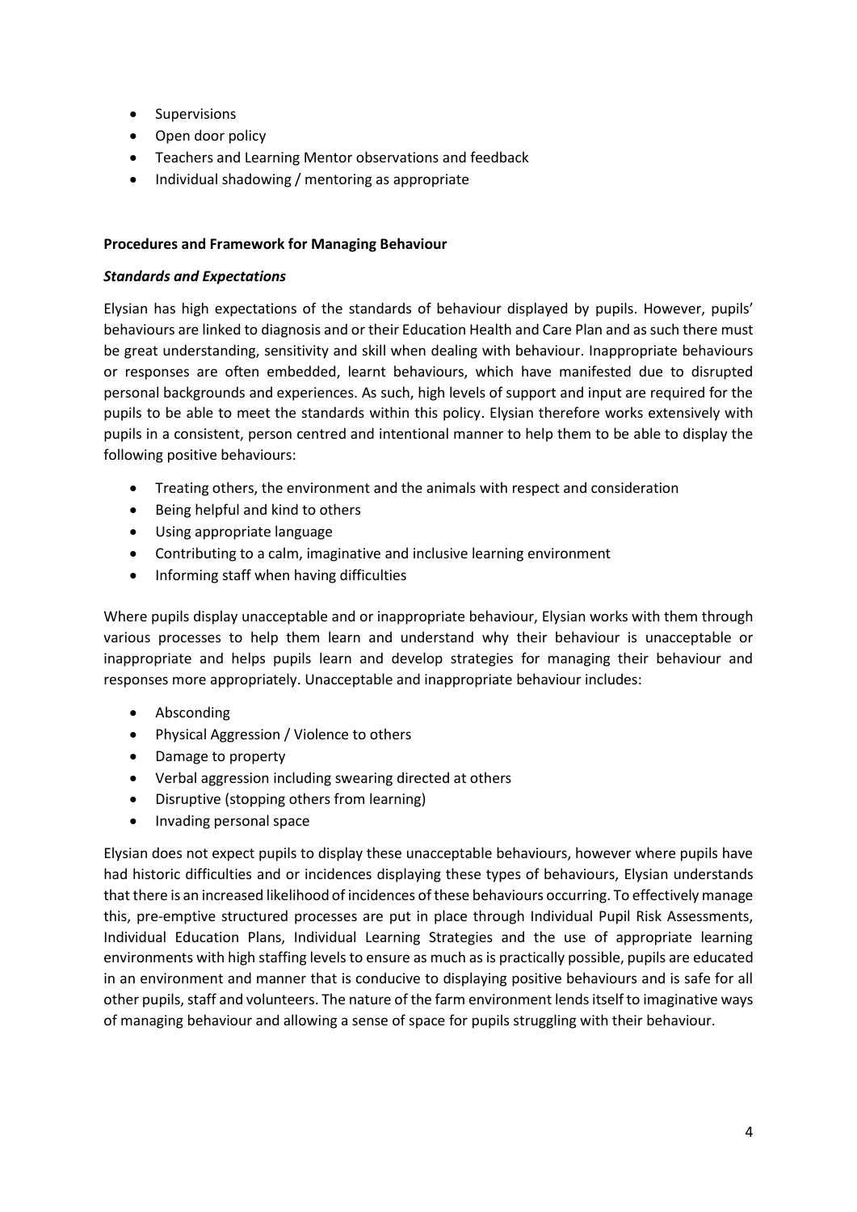- Supervisions
- Open door policy
- Teachers and Learning Mentor observations and feedback
- Individual shadowing / mentoring as appropriate

**Procedures and Framework for Managing Behaviour**

***Standards and Expectations***

Elysian has high expectations of the standards of behaviour displayed by pupils. However, pupils' behaviours are linked to diagnosis and or their Education Health and Care Plan and as such there must be great understanding, sensitivity and skill when dealing with behaviour. Inappropriate behaviours or responses are often embedded, learnt behaviours, which have manifested due to disrupted personal backgrounds and experiences. As such, high levels of support and input are required for the pupils to be able to meet the standards within this policy. Elysian therefore works extensively with pupils in a consistent, person centred and intentional manner to help them to be able to display the following positive behaviours:

- Treating others, the environment and the animals with respect and consideration
- Being helpful and kind to others
- Using appropriate language
- Contributing to a calm, imaginative and inclusive learning environment
- Informing staff when having difficulties

Where pupils display unacceptable and or inappropriate behaviour, Elysian works with them through various processes to help them learn and understand why their behaviour is unacceptable or inappropriate and helps pupils learn and develop strategies for managing their behaviour and responses more appropriately. Unacceptable and inappropriate behaviour includes:

- Absconding
- Physical Aggression / Violence to others
- Damage to property
- Verbal aggression including swearing directed at others
- Disruptive (stopping others from learning)
- Invading personal space

Elysian does not expect pupils to display these unacceptable behaviours, however where pupils have had historic difficulties and or incidences displaying these types of behaviours, Elysian understands that there is an increased likelihood of incidences of these behaviours occurring. To effectively manage this, pre-emptive structured processes are put in place through Individual Pupil Risk Assessments, Individual Education Plans, Individual Learning Strategies and the use of appropriate learning environments with high staffing levels to ensure as much as is practically possible, pupils are educated in an environment and manner that is conducive to displaying positive behaviours and is safe for all other pupils, staff and volunteers. The nature of the farm environment lends itself to imaginative ways of managing behaviour and allowing a sense of space for pupils struggling with their behaviour.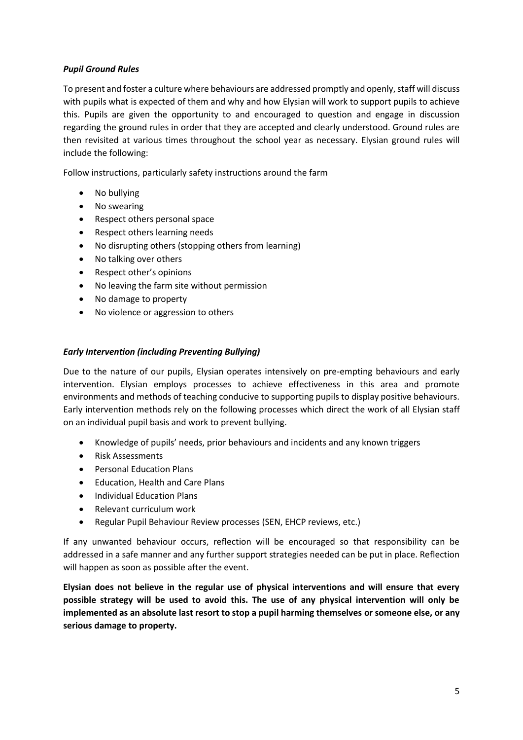***Pupil Ground Rules***

To present and foster a culture where behaviours are addressed promptly and openly, staff will discuss with pupils what is expected of them and why and how Elysian will work to support pupils to achieve this. Pupils are given the opportunity to and encouraged to question and engage in discussion regarding the ground rules in order that they are accepted and clearly understood. Ground rules are then revisited at various times throughout the school year as necessary. Elysian ground rules will include the following:

Follow instructions, particularly safety instructions around the farm

- No bullying
- No swearing
- Respect others personal space
- Respect others learning needs
- No disrupting others (stopping others from learning)
- No talking over others
- Respect other's opinions
- No leaving the farm site without permission
- No damage to property
- No violence or aggression to others

***Early Intervention (including Preventing Bullying)***

Due to the nature of our pupils, Elysian operates intensively on pre-empting behaviours and early intervention. Elysian employs processes to achieve effectiveness in this area and promote environments and methods of teaching conducive to supporting pupils to display positive behaviours. Early intervention methods rely on the following processes which direct the work of all Elysian staff on an individual pupil basis and work to prevent bullying.

- Knowledge of pupils' needs, prior behaviours and incidents and any known triggers
- Risk Assessments
- Personal Education Plans
- Education, Health and Care Plans
- Individual Education Plans
- Relevant curriculum work
- Regular Pupil Behaviour Review processes (SEN, EHCP reviews, etc.)

If any unwanted behaviour occurs, reflection will be encouraged so that responsibility can be addressed in a safe manner and any further support strategies needed can be put in place. Reflection will happen as soon as possible after the event.

**Elysian does not believe in the regular use of physical interventions and will ensure that every possible strategy will be used to avoid this. The use of any physical intervention will only be implemented as an absolute last resort to stop a pupil harming themselves or someone else, or any serious damage to property.**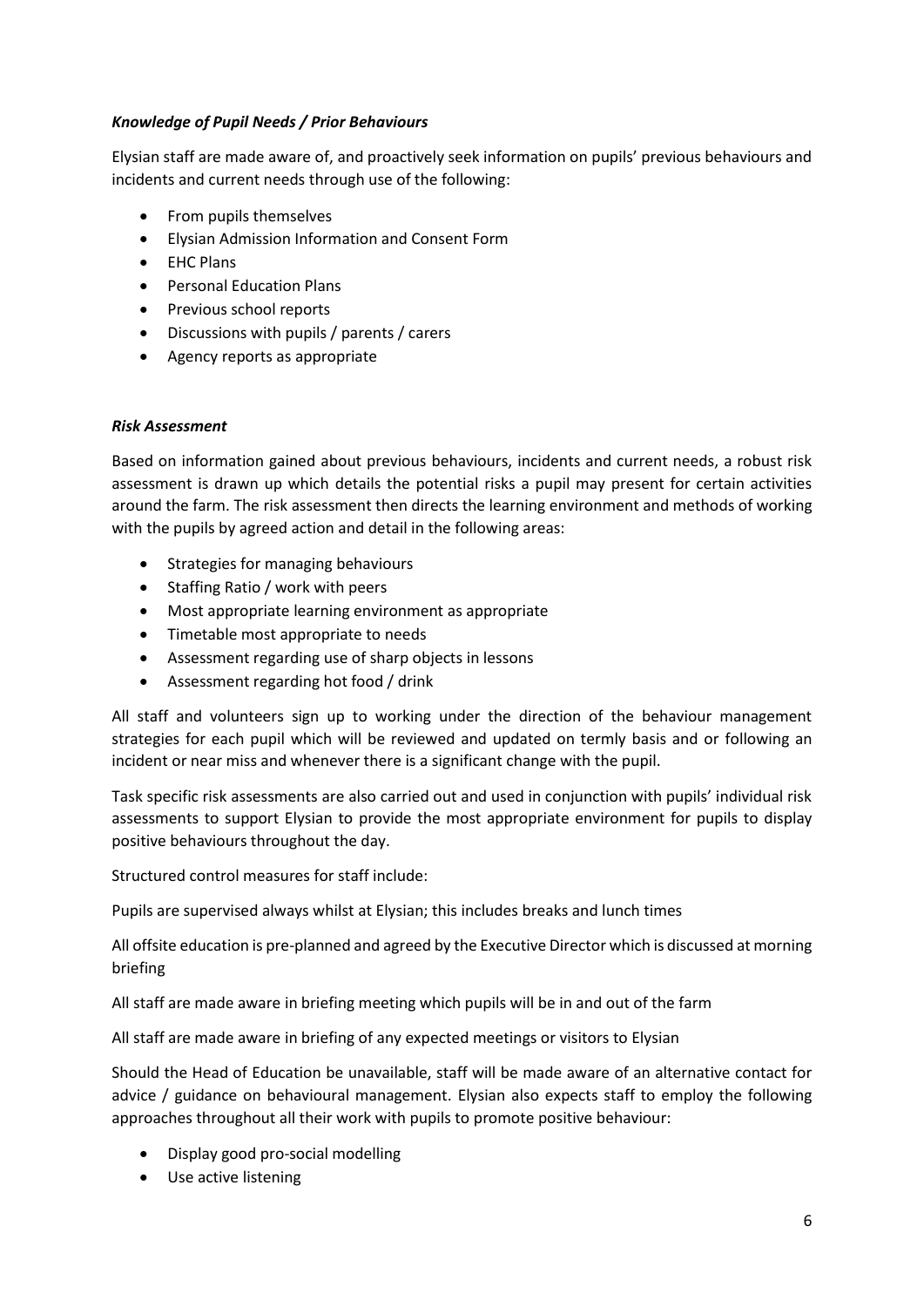***Knowledge of Pupil Needs / Prior Behaviours***

Elysian staff are made aware of, and proactively seek information on pupils' previous behaviours and incidents and current needs through use of the following:

- From pupils themselves
- Elysian Admission Information and Consent Form
- EHC Plans
- Personal Education Plans
- Previous school reports
- Discussions with pupils / parents / carers
- Agency reports as appropriate

***Risk Assessment***

Based on information gained about previous behaviours, incidents and current needs, a robust risk assessment is drawn up which details the potential risks a pupil may present for certain activities around the farm. The risk assessment then directs the learning environment and methods of working with the pupils by agreed action and detail in the following areas:

- Strategies for managing behaviours
- Staffing Ratio / work with peers
- Most appropriate learning environment as appropriate
- Timetable most appropriate to needs
- Assessment regarding use of sharp objects in lessons
- Assessment regarding hot food / drink

All staff and volunteers sign up to working under the direction of the behaviour management strategies for each pupil which will be reviewed and updated on termly basis and or following an incident or near miss and whenever there is a significant change with the pupil.

Task specific risk assessments are also carried out and used in conjunction with pupils' individual risk assessments to support Elysian to provide the most appropriate environment for pupils to display positive behaviours throughout the day.

Structured control measures for staff include:

Pupils are supervised always whilst at Elysian; this includes breaks and lunch times

All offsite education is pre-planned and agreed by the Executive Director which is discussed at morning briefing

All staff are made aware in briefing meeting which pupils will be in and out of the farm

All staff are made aware in briefing of any expected meetings or visitors to Elysian

Should the Head of Education be unavailable, staff will be made aware of an alternative contact for advice / guidance on behavioural management. Elysian also expects staff to employ the following approaches throughout all their work with pupils to promote positive behaviour:

- Display good pro-social modelling
- Use active listening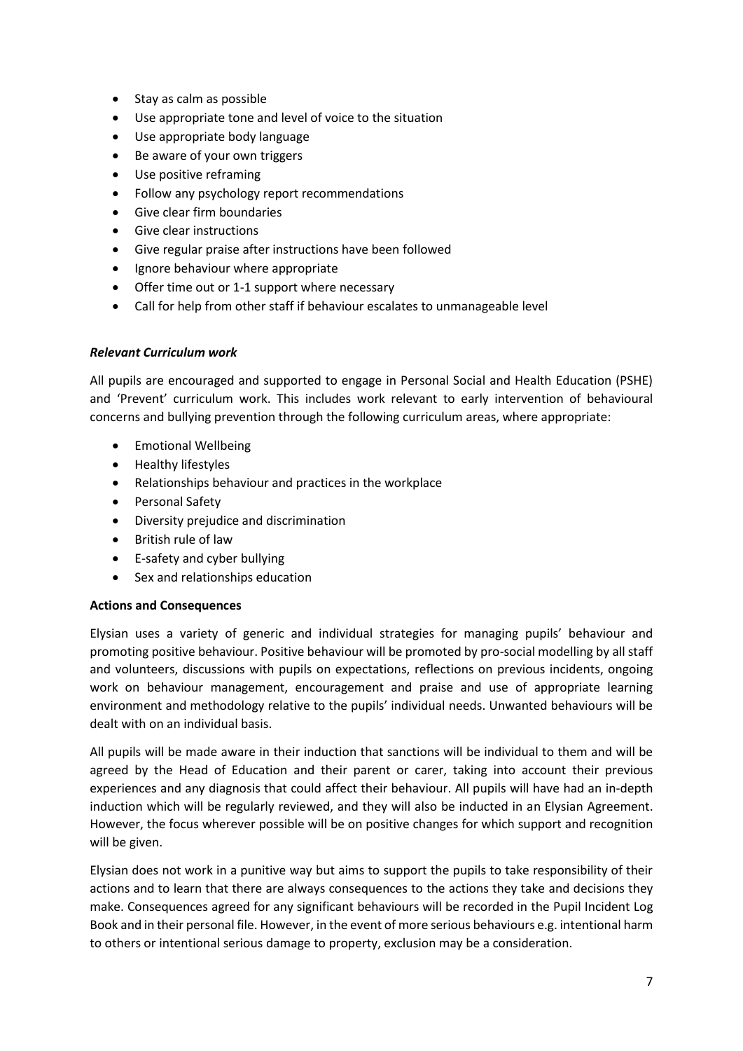- Stay as calm as possible
- Use appropriate tone and level of voice to the situation
- Use appropriate body language
- Be aware of your own triggers
- Use positive reframing
- Follow any psychology report recommendations
- Give clear firm boundaries
- Give clear instructions
- Give regular praise after instructions have been followed
- Ignore behaviour where appropriate
- Offer time out or 1-1 support where necessary
- Call for help from other staff if behaviour escalates to unmanageable level

***Relevant Curriculum work***

All pupils are encouraged and supported to engage in Personal Social and Health Education (PSHE) and 'Prevent' curriculum work. This includes work relevant to early intervention of behavioural concerns and bullying prevention through the following curriculum areas, where appropriate:

- Emotional Wellbeing
- Healthy lifestyles
- Relationships behaviour and practices in the workplace
- Personal Safety
- Diversity prejudice and discrimination
- British rule of law
- E-safety and cyber bullying
- Sex and relationships education

**Actions and Consequences**

Elysian uses a variety of generic and individual strategies for managing pupils' behaviour and promoting positive behaviour. Positive behaviour will be promoted by pro-social modelling by all staff and volunteers, discussions with pupils on expectations, reflections on previous incidents, ongoing work on behaviour management, encouragement and praise and use of appropriate learning environment and methodology relative to the pupils' individual needs. Unwanted behaviours will be dealt with on an individual basis.

All pupils will be made aware in their induction that sanctions will be individual to them and will be agreed by the Head of Education and their parent or carer, taking into account their previous experiences and any diagnosis that could affect their behaviour. All pupils will have had an in-depth induction which will be regularly reviewed, and they will also be inducted in an Elysian Agreement. However, the focus wherever possible will be on positive changes for which support and recognition will be given.

Elysian does not work in a punitive way but aims to support the pupils to take responsibility of their actions and to learn that there are always consequences to the actions they take and decisions they make. Consequences agreed for any significant behaviours will be recorded in the Pupil Incident Log Book and in their personal file. However, in the event of more serious behaviours e.g. intentional harm to others or intentional serious damage to property, exclusion may be a consideration.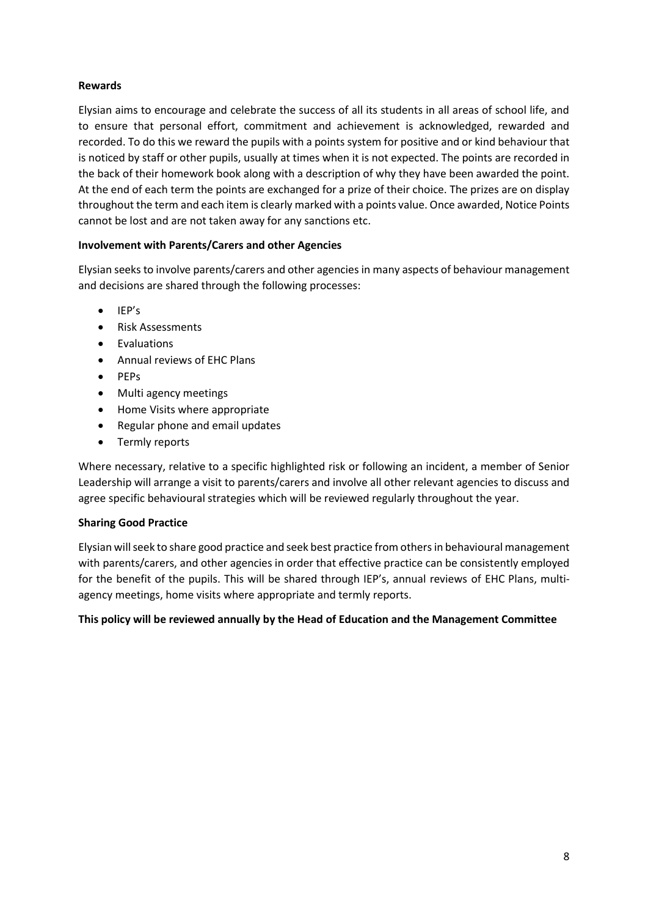**Rewards**

Elysian aims to encourage and celebrate the success of all its students in all areas of school life, and to ensure that personal effort, commitment and achievement is acknowledged, rewarded and recorded. To do this we reward the pupils with a points system for positive and or kind behaviour that is noticed by staff or other pupils, usually at times when it is not expected. The points are recorded in the back of their homework book along with a description of why they have been awarded the point. At the end of each term the points are exchanged for a prize of their choice. The prizes are on display throughout the term and each item is clearly marked with a points value. Once awarded, Notice Points cannot be lost and are not taken away for any sanctions etc.

**Involvement with Parents/Carers and other Agencies**

Elysian seeks to involve parents/carers and other agencies in many aspects of behaviour management and decisions are shared through the following processes:

- IEP's
- Risk Assessments
- Evaluations
- Annual reviews of EHC Plans
- PEPs
- Multi agency meetings
- Home Visits where appropriate
- Regular phone and email updates
- Termly reports

Where necessary, relative to a specific highlighted risk or following an incident, a member of Senior Leadership will arrange a visit to parents/carers and involve all other relevant agencies to discuss and agree specific behavioural strategies which will be reviewed regularly throughout the year.

**Sharing Good Practice**

Elysian will seek to share good practice and seek best practice from others in behavioural management with parents/carers, and other agencies in order that effective practice can be consistently employed for the benefit of the pupils. This will be shared through IEP's, annual reviews of EHC Plans, multi-agency meetings, home visits where appropriate and termly reports.

**This policy will be reviewed annually by the Head of Education and the Management Committee**